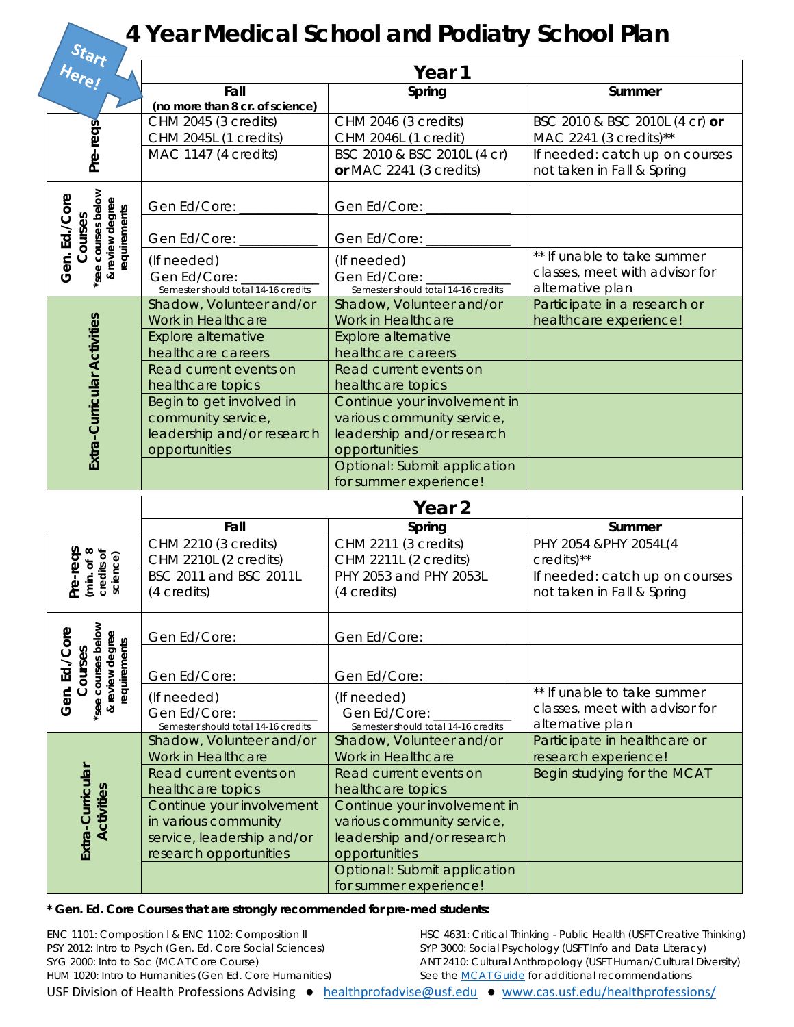# 4 Year Medical School and Podiatry School Plan

Start Here!

| Year 1 | Fall (no more than 8 cr. of science) | Spring | Summer |
|---|---|---|---|
| Pre-reqs | CHM 2045 (3 credits) CHM 2045L (1 credits) | CHM 2046 (3 credits) CHM 2046L (1 credit) | BSC 2010 & BSC 2010L (4 cr) **or** MAC 2241 (3 credits)** |
| | MAC 1147 (4 credits) | BSC 2010 & BSC 2010L (4 cr) **or** MAC 2241 (3 credits) | If needed: catch up on courses not taken in Fall & Spring |
| Gen. Ed./Core Courses *see courses below & review degree requirements | Gen Ed/Core: ___________ | Gen Ed/Core: ___________ | |
| | Gen Ed/Core: ___________ | Gen Ed/Core: ___________ | |
| | (If needed) Gen Ed/Core: ___________ Semester should total 14-16 credits | (If needed) Gen Ed/Core: ___________ Semester should total 14-16 credits | ** If unable to take summer classes, meet with advisor for alternative plan |
| Extra-Curricular Activities | Shadow, Volunteer and/or Work in Healthcare | Shadow, Volunteer and/or Work in Healthcare | Participate in a research or healthcare experience! |
| | Explore alternative healthcare careers | Explore alternative healthcare careers | |
| | Read current events on healthcare topics | Read current events on healthcare topics | |
| | Begin to get involved in community service, leadership and/or research opportunities | Continue your involvement in various community service, leadership and/or research opportunities | |
| | | Optional: Submit application for summer experience! | |

| Year 2 | Fall | Spring | Summer |
|---|---|---|---|
| Pre-reqs (min. of 8 credits of science) | CHM 2210 (3 credits) CHM 2210L (2 credits) | CHM 2211 (3 credits) CHM 2211L (2 credits) | PHY 2054 &PHY 2054L(4 credits)** |
| | BSC 2011 and BSC 2011L (4 credits) | PHY 2053 and PHY 2053L (4 credits) | If needed: catch up on courses not taken in Fall & Spring |
| Gen. Ed./Core Courses *see courses below & review degree requirements | Gen Ed/Core: ___________ | Gen Ed/Core: ___________ | |
| | Gen Ed/Core: ___________ | Gen Ed/Core: ___________ | |
| | (If needed) Gen Ed/Core: ___________ Semester should total 14-16 credits | (If needed) Gen Ed/Core: ___________ Semester should total 14-16 credits | ** If unable to take summer classes, meet with advisor for alternative plan |
| Extra-Curricular Activities | Shadow, Volunteer and/or Work in Healthcare | Shadow, Volunteer and/or Work in Healthcare | Participate in healthcare or research experience! |
| | Read current events on healthcare topics | Read current events on healthcare topics | Begin studying for the MCAT |
| | Continue your involvement in various community service, leadership and/or research opportunities | Continue your involvement in various community service, leadership and/or research opportunities | |
| | | Optional: Submit application for summer experience! | |

**\* Gen. Ed. Core Courses that are strongly recommended for pre-med students:**

ENC 1101: Composition I & ENC 1102: Composition II
PSY 2012: Intro to Psych (Gen. Ed. Core Social Sciences)
SYG 2000: Into to Soc (MCAT Core Course)
HUM 1020: Intro to Humanities (Gen Ed. Core Humanities)
HSC 4631: Critical Thinking - Public Health (USFT Creative Thinking)
SYP 3000: Social Psychology (USFT Info and Data Literacy)
ANT 2410: Cultural Anthropology (USFT Human/Cultural Diversity)
See the MCAT Guide for additional recommendations

USF Division of Health Professions Advising ● healthprofadvise@usf.edu ● www.cas.usf.edu/healthprofessions/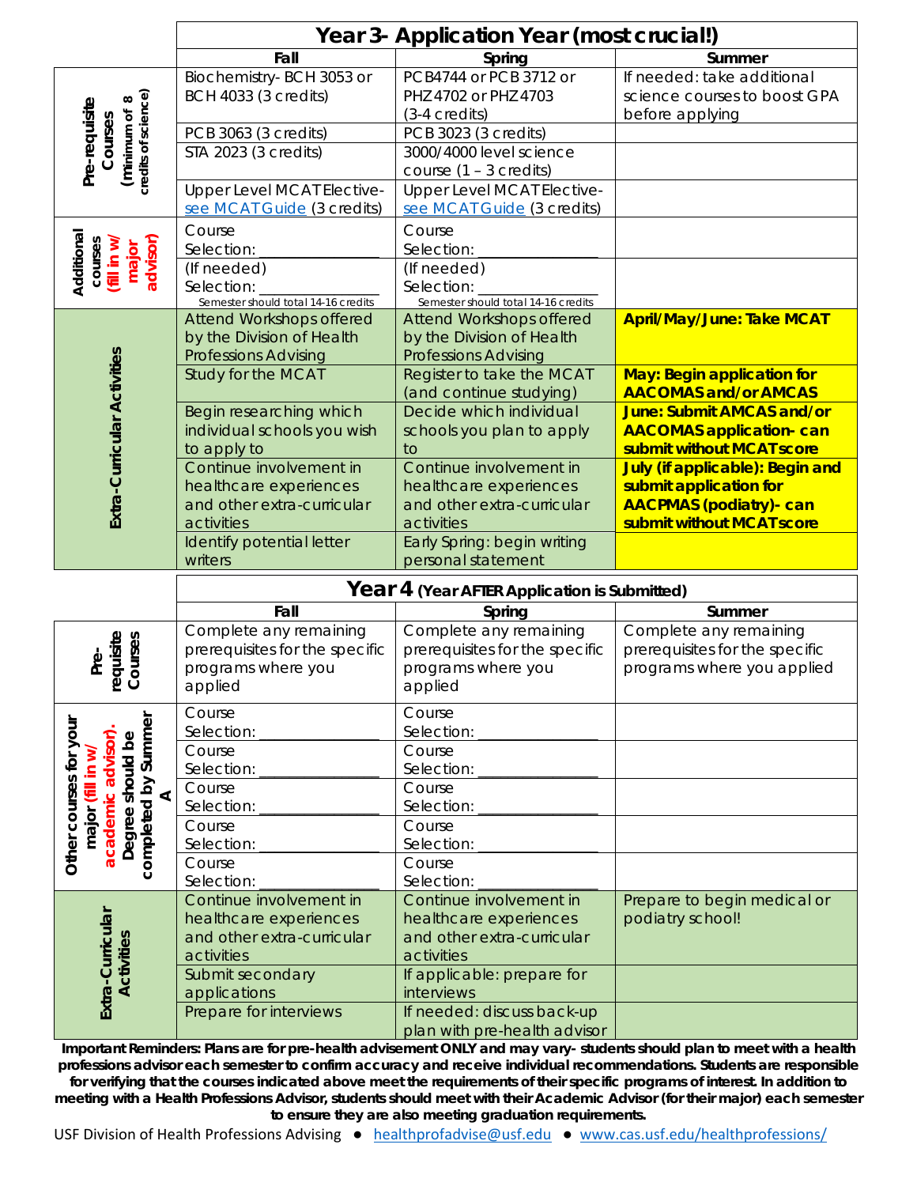| | Year 3- Application Year (most crucial!) | | |
|---|---|---|---|
| | **Fall** | **Spring** | **Summer** |
| **Pre-requisite Courses** (minimum of 8 credits of science) | Biochemistry- BCH 3053 or BCH 4033 (3 credits) | PCB4744 or PCB 3712 or PHZ 4702 or PHZ 4703 (3-4 credits) | If needed: take additional science courses to boost GPA before applying |
| | PCB 3063 (3 credits) | PCB 3023 (3 credits) | |
| | STA 2023 (3 credits) | 3000/4000 level science course (1 – 3 credits) | |
| | Upper Level MCAT Elective- see MCAT Guide (3 credits) | Upper Level MCAT Elective- see MCAT Guide (3 credits) | |
| **Additional courses (fill in w/ major advisor)** | Course Selection: ______________ | Course Selection: ______________ | |
| | (If needed) Selection: ______________ Semester should total 14-16 credits | (If needed) Selection: ______________ Semester should total 14-16 credits | |
| **Extra-Curricular Activities** | Attend Workshops offered by the Division of Health Professions Advising | Attend Workshops offered by the Division of Health Professions Advising | **April/May/June: Take MCAT** |
| | Study for the MCAT | Register to take the MCAT (and continue studying) | **May: Begin application for AACOMAS and/or AMCAS** |
| | Begin researching which individual schools you wish to apply to | Decide which individual schools you plan to apply to | **June: Submit AMCAS and/or AACOMAS application- can submit without MCAT score** |
| | Continue involvement in healthcare experiences and other extra-curricular activities | Continue involvement in healthcare experiences and other extra-curricular activities | **July (if applicable): Begin and submit application for AACPMAS (podiatry)- can submit without MCAT score** |
| | Identify potential letter writers | Early Spring: begin writing personal statement | |

| | Year 4 (Year AFTER Application is Submitted) | | |
|---|---|---|---|
| | **Fall** | **Spring** | **Summer** |
| **Pre-requisite Courses** | Complete any remaining prerequisites for the specific programs where you applied | Complete any remaining prerequisites for the specific programs where you applied | Complete any remaining prerequisites for the specific programs where you applied |
| **Other courses for your major (fill in w/ academic advisor). Degree should be completed by Summer A** | Course Selection: ______________ | Course Selection: ______________ | |
| | Course Selection: ______________ | Course Selection: ______________ | |
| | Course Selection: ______________ | Course Selection: ______________ | |
| | Course Selection: ______________ | Course Selection: ______________ | |
| | Course Selection: ______________ | Course Selection: ______________ | |
| **Extra-Curricular Activities** | Continue involvement in healthcare experiences and other extra-curricular activities | Continue involvement in healthcare experiences and other extra-curricular activities | Prepare to begin medical or podiatry school! |
| | Submit secondary applications | If applicable: prepare for interviews | |
| | Prepare for interviews | If needed: discuss back-up plan with pre-health advisor | |

**Important Reminders: Plans are for pre-health advisement ONLY and may vary- students should plan to meet with a health professions advisor each semester to confirm accuracy and receive individual recommendations. Students are responsible for verifying that the courses indicated above meet the requirements of their specific programs of interest. In addition to meeting with a Health Professions Advisor, students should meet with their Academic Advisor (for their major) each semester to ensure they are also meeting graduation requirements.**

USF Division of Health Professions Advising ● healthprofadvise@usf.edu ● www.cas.usf.edu/healthprofessions/